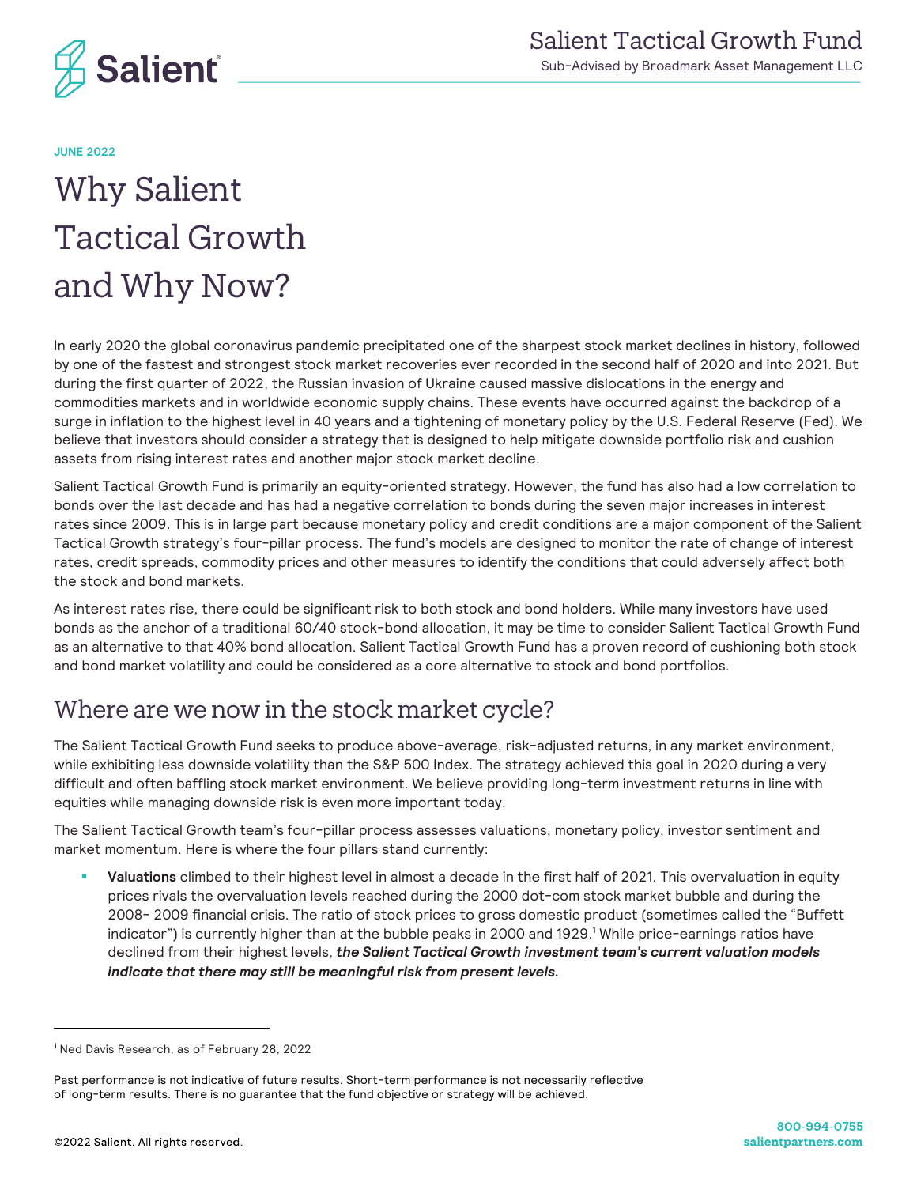Salient Tactical Growth Fund

Sub-Advised by Broadmark Asset Management LLC

JUNE 2022

# Why Salient Tactical Growth and Why Now?

In early 2020 the global coronavirus pandemic precipitated one of the sharpest stock market declines in history, followed by one of the fastest and strongest stock market recoveries ever recorded in the second half of 2020 and into 2021. But during the first quarter of 2022, the Russian invasion of Ukraine caused massive dislocations in the energy and commodities markets and in worldwide economic supply chains. These events have occurred against the backdrop of a surge in inflation to the highest level in 40 years and a tightening of monetary policy by the U.S. Federal Reserve (Fed). We believe that investors should consider a strategy that is designed to help mitigate downside portfolio risk and cushion assets from rising interest rates and another major stock market decline.

Salient Tactical Growth Fund is primarily an equity-oriented strategy. However, the fund has also had a low correlation to bonds over the last decade and has had a negative correlation to bonds during the seven major increases in interest rates since 2009. This is in large part because monetary policy and credit conditions are a major component of the Salient Tactical Growth strategy's four-pillar process. The fund's models are designed to monitor the rate of change of interest rates, credit spreads, commodity prices and other measures to identify the conditions that could adversely affect both the stock and bond markets.

As interest rates rise, there could be significant risk to both stock and bond holders. While many investors have used bonds as the anchor of a traditional 60/40 stock-bond allocation, it may be time to consider Salient Tactical Growth Fund as an alternative to that 40% bond allocation. Salient Tactical Growth Fund has a proven record of cushioning both stock and bond market volatility and could be considered as a core alternative to stock and bond portfolios.

## Where are we now in the stock market cycle?

The Salient Tactical Growth Fund seeks to produce above-average, risk-adjusted returns, in any market environment, while exhibiting less downside volatility than the S&P 500 Index. The strategy achieved this goal in 2020 during a very difficult and often baffling stock market environment. We believe providing long-term investment returns in line with equities while managing downside risk is even more important today.

The Salient Tactical Growth team's four-pillar process assesses valuations, monetary policy, investor sentiment and market momentum. Here is where the four pillars stand currently:

- **Valuations** climbed to their highest level in almost a decade in the first half of 2021. This overvaluation in equity prices rivals the overvaluation levels reached during the 2000 dot-com stock market bubble and during the 2008- 2009 financial crisis. The ratio of stock prices to gross domestic product (sometimes called the "Buffett indicator") is currently higher than at the bubble peaks in 2000 and 1929.[1] While price-earnings ratios have declined from their highest levels, ***the Salient Tactical Growth investment team's current valuation models indicate that there may still be meaningful risk from present levels.***

[1] Ned Davis Research, as of February 28, 2022

Past performance is not indicative of future results. Short-term performance is not necessarily reflective of long-term results. There is no guarantee that the fund objective or strategy will be achieved.

©2022 Salient. All rights reserved.

800-994-0755
salientpartners.com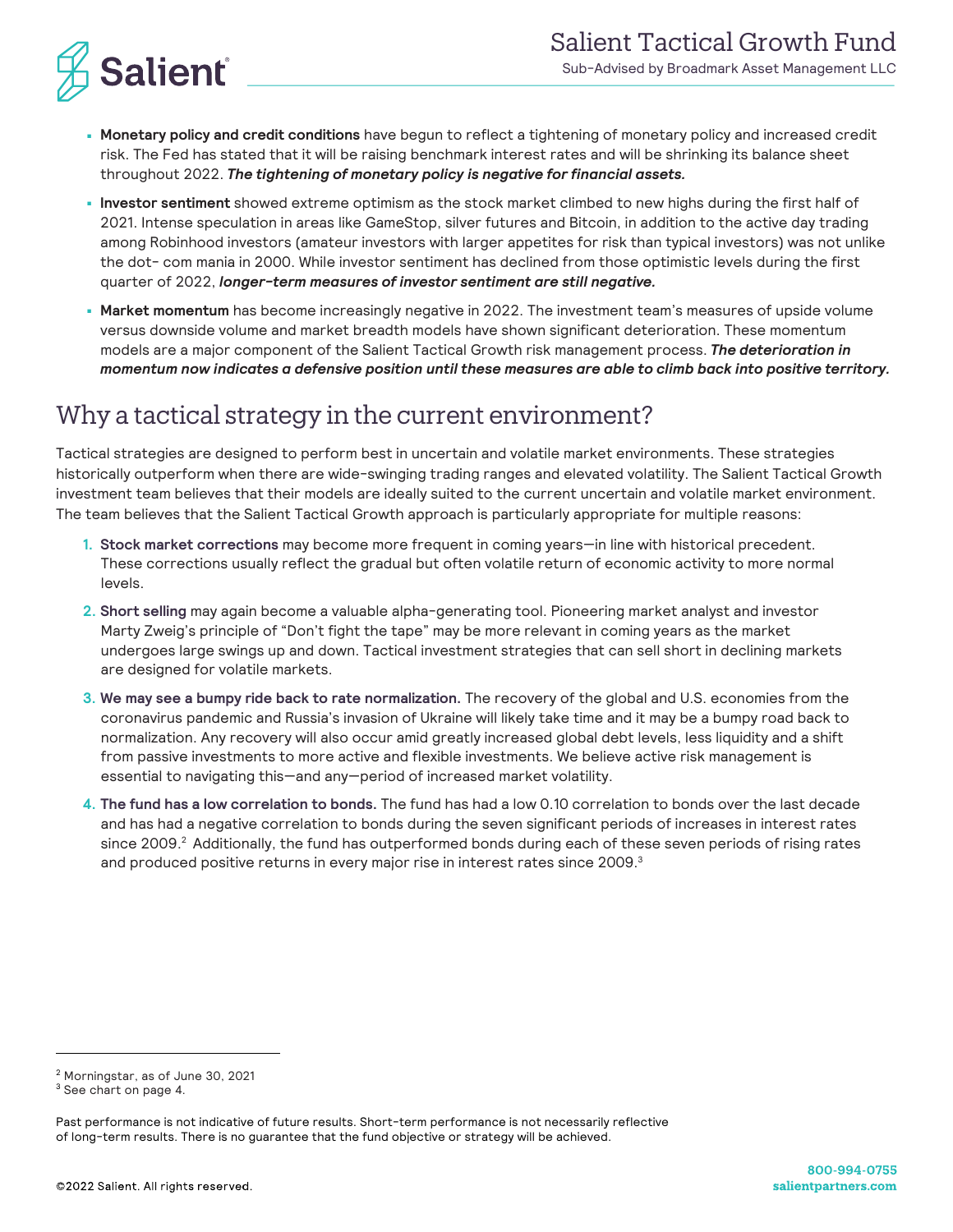- **Monetary policy and credit conditions** have begun to reflect a tightening of monetary policy and increased credit risk. The Fed has stated that it will be raising benchmark interest rates and will be shrinking its balance sheet throughout 2022. ***The tightening of monetary policy is negative for financial assets.***
- **Investor sentiment** showed extreme optimism as the stock market climbed to new highs during the first half of 2021. Intense speculation in areas like GameStop, silver futures and Bitcoin, in addition to the active day trading among Robinhood investors (amateur investors with larger appetites for risk than typical investors) was not unlike the dot- com mania in 2000. While investor sentiment has declined from those optimistic levels during the first quarter of 2022, ***longer-term measures of investor sentiment are still negative.***
- **Market momentum** has become increasingly negative in 2022. The investment team's measures of upside volume versus downside volume and market breadth models have shown significant deterioration. These momentum models are a major component of the Salient Tactical Growth risk management process. ***The deterioration in momentum now indicates a defensive position until these measures are able to climb back into positive territory.***

## Why a tactical strategy in the current environment?

Tactical strategies are designed to perform best in uncertain and volatile market environments. These strategies historically outperform when there are wide-swinging trading ranges and elevated volatility. The Salient Tactical Growth investment team believes that their models are ideally suited to the current uncertain and volatile market environment. The team believes that the Salient Tactical Growth approach is particularly appropriate for multiple reasons:

1. **Stock market corrections** may become more frequent in coming years—in line with historical precedent. These corrections usually reflect the gradual but often volatile return of economic activity to more normal levels.
2. **Short selling** may again become a valuable alpha-generating tool. Pioneering market analyst and investor Marty Zweig's principle of "Don't fight the tape" may be more relevant in coming years as the market undergoes large swings up and down. Tactical investment strategies that can sell short in declining markets are designed for volatile markets.
3. **We may see a bumpy ride back to rate normalization.** The recovery of the global and U.S. economies from the coronavirus pandemic and Russia's invasion of Ukraine will likely take time and it may be a bumpy road back to normalization. Any recovery will also occur amid greatly increased global debt levels, less liquidity and a shift from passive investments to more active and flexible investments. We believe active risk management is essential to navigating this—and any—period of increased market volatility.
4. **The fund has a low correlation to bonds.** The fund has had a low 0.10 correlation to bonds over the last decade and has had a negative correlation to bonds during the seven significant periods of increases in interest rates since 2009.[2] Additionally, the fund has outperformed bonds during each of these seven periods of rising rates and produced positive returns in every major rise in interest rates since 2009.[3]

[2] Morningstar, as of June 30, 2021
[3] See chart on page 4.

Past performance is not indicative of future results. Short-term performance is not necessarily reflective of long-term results. There is no guarantee that the fund objective or strategy will be achieved.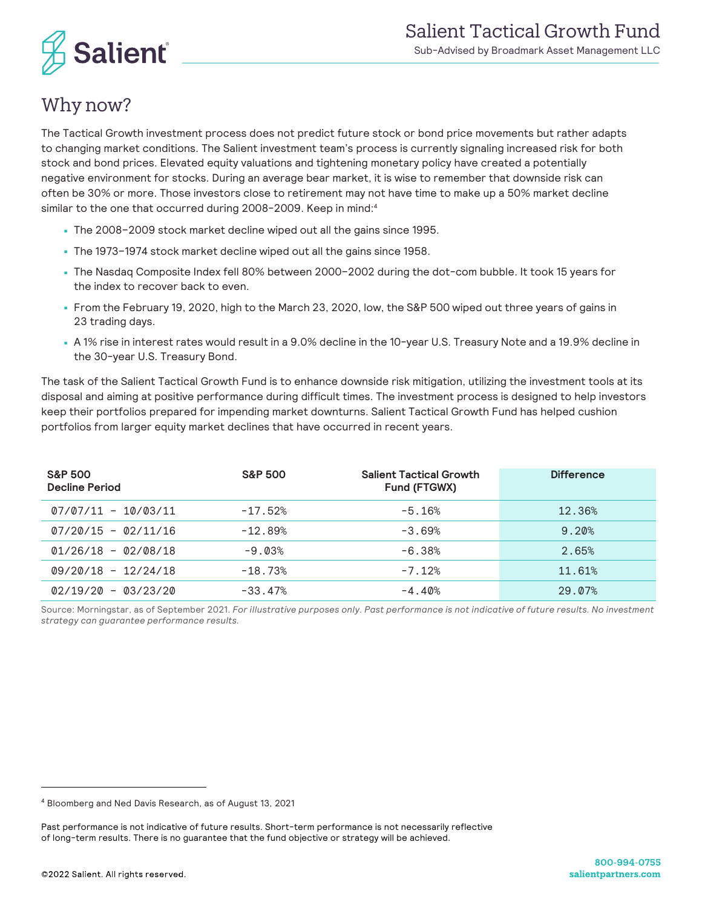## Why now?

The Tactical Growth investment process does not predict future stock or bond price movements but rather adapts to changing market conditions. The Salient investment team's process is currently signaling increased risk for both stock and bond prices. Elevated equity valuations and tightening monetary policy have created a potentially negative environment for stocks. During an average bear market, it is wise to remember that downside risk can often be 30% or more. Those investors close to retirement may not have time to make up a 50% market decline similar to the one that occurred during 2008–2009. Keep in mind:[4]

- The 2008–2009 stock market decline wiped out all the gains since 1995.
- The 1973–1974 stock market decline wiped out all the gains since 1958.
- The Nasdaq Composite Index fell 80% between 2000–2002 during the dot-com bubble. It took 15 years for the index to recover back to even.
- From the February 19, 2020, high to the March 23, 2020, low, the S&P 500 wiped out three years of gains in 23 trading days.
- A 1% rise in interest rates would result in a 9.0% decline in the 10-year U.S. Treasury Note and a 19.9% decline in the 30-year U.S. Treasury Bond.

The task of the Salient Tactical Growth Fund is to enhance downside risk mitigation, utilizing the investment tools at its disposal and aiming at positive performance during difficult times. The investment process is designed to help investors keep their portfolios prepared for impending market downturns. Salient Tactical Growth Fund has helped cushion portfolios from larger equity market declines that have occurred in recent years.

| S&P 500 Decline Period | S&P 500 | Salient Tactical Growth Fund (FTGWX) | Difference |
|---|---|---|---|
| 07/07/11 – 10/03/11 | -17.52% | -5.16% | 12.36% |
| 07/20/15 – 02/11/16 | -12.89% | -3.69% | 9.20% |
| 01/26/18 – 02/08/18 | -9.03% | -6.38% | 2.65% |
| 09/20/18 – 12/24/18 | -18.73% | -7.12% | 11.61% |
| 02/19/20 – 03/23/20 | -33.47% | -4.40% | 29.07% |

Source: Morningstar, as of September 2021. *For illustrative purposes only. Past performance is not indicative of future results. No investment strategy can guarantee performance results.*

[4] Bloomberg and Ned Davis Research, as of August 13, 2021

Past performance is not indicative of future results. Short-term performance is not necessarily reflective of long-term results. There is no guarantee that the fund objective or strategy will be achieved.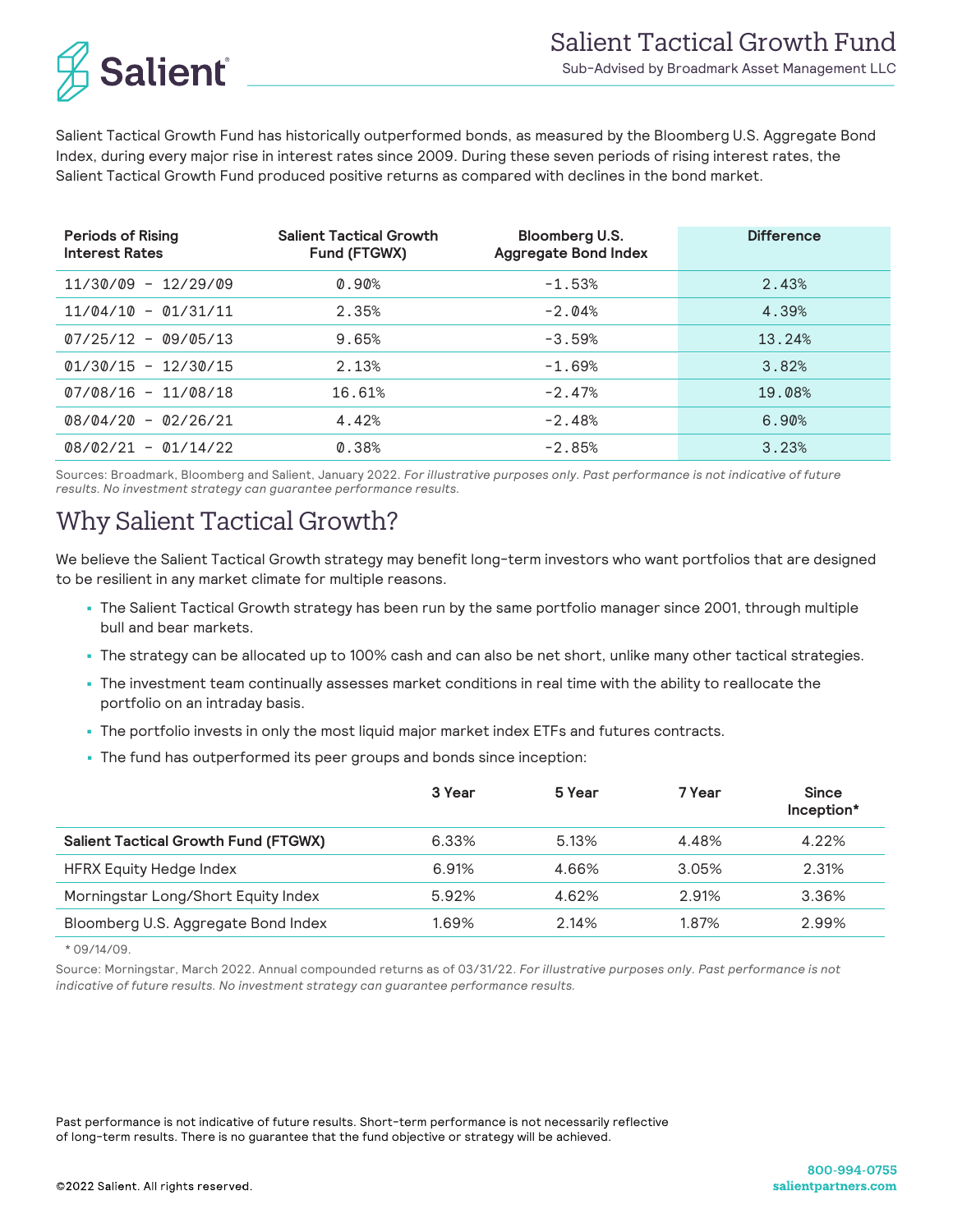# Salient Tactical Growth Fund

Sub-Advised by Broadmark Asset Management LLC

Salient Tactical Growth Fund has historically outperformed bonds, as measured by the Bloomberg U.S. Aggregate Bond Index, during every major rise in interest rates since 2009. During these seven periods of rising interest rates, the Salient Tactical Growth Fund produced positive returns as compared with declines in the bond market.

| Periods of Rising Interest Rates | Salient Tactical Growth Fund (FTGWX) | Bloomberg U.S. Aggregate Bond Index | Difference |
|---|---|---|---|
| 11/30/09 – 12/29/09 | 0.90% | -1.53% | 2.43% |
| 11/04/10 – 01/31/11 | 2.35% | -2.04% | 4.39% |
| 07/25/12 – 09/05/13 | 9.65% | -3.59% | 13.24% |
| 01/30/15 – 12/30/15 | 2.13% | -1.69% | 3.82% |
| 07/08/16 – 11/08/18 | 16.61% | -2.47% | 19.08% |
| 08/04/20 – 02/26/21 | 4.42% | -2.48% | 6.90% |
| 08/02/21 – 01/14/22 | 0.38% | -2.85% | 3.23% |

Sources: Broadmark, Bloomberg and Salient, January 2022. *For illustrative purposes only. Past performance is not indicative of future results. No investment strategy can guarantee performance results.*

## Why Salient Tactical Growth?

We believe the Salient Tactical Growth strategy may benefit long-term investors who want portfolios that are designed to be resilient in any market climate for multiple reasons.

- The Salient Tactical Growth strategy has been run by the same portfolio manager since 2001, through multiple bull and bear markets.
- The strategy can be allocated up to 100% cash and can also be net short, unlike many other tactical strategies.
- The investment team continually assesses market conditions in real time with the ability to reallocate the portfolio on an intraday basis.
- The portfolio invests in only the most liquid major market index ETFs and futures contracts.
- The fund has outperformed its peer groups and bonds since inception:

| | 3 Year | 5 Year | 7 Year | Since Inception* |
|---|---|---|---|---|
| **Salient Tactical Growth Fund (FTGWX)** | 6.33% | 5.13% | 4.48% | 4.22% |
| HFRX Equity Hedge Index | 6.91% | 4.66% | 3.05% | 2.31% |
| Morningstar Long/Short Equity Index | 5.92% | 4.62% | 2.91% | 3.36% |
| Bloomberg U.S. Aggregate Bond Index | 1.69% | 2.14% | 1.87% | 2.99% |

\* 09/14/09.

Source: Morningstar, March 2022. Annual compounded returns as of 03/31/22. *For illustrative purposes only. Past performance is not indicative of future results. No investment strategy can guarantee performance results.*

Past performance is not indicative of future results. Short-term performance is not necessarily reflective of long-term results. There is no guarantee that the fund objective or strategy will be achieved.

©2022 Salient. All rights reserved.

800-994-0755
salientpartners.com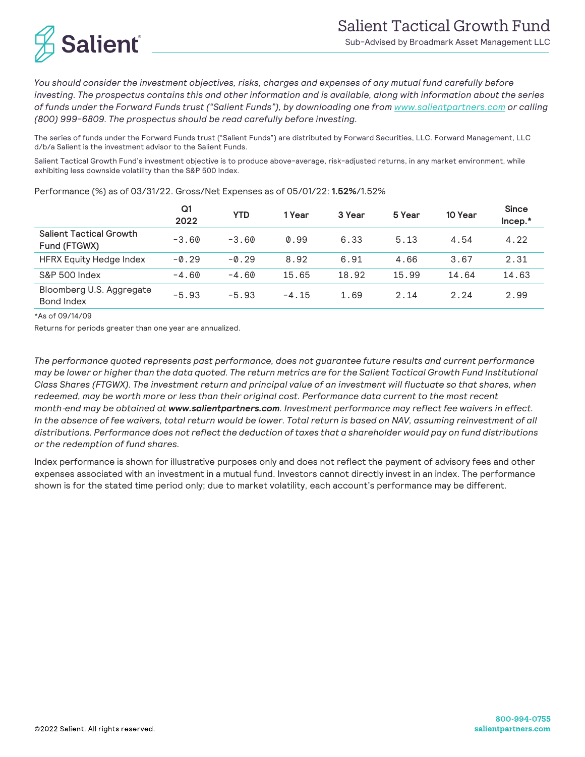# Salient Tactical Growth Fund

Sub-Advised by Broadmark Asset Management LLC

*You should consider the investment objectives, risks, charges and expenses of any mutual fund carefully before investing. The prospectus contains this and other information and is available, along with information about the series of funds under the Forward Funds trust ("Salient Funds"), by downloading one from [www.salientpartners.com](www.salientpartners.com) or calling (800) 999-6809. The prospectus should be read carefully before investing.*

The series of funds under the Forward Funds trust ("Salient Funds") are distributed by Forward Securities, LLC. Forward Management, LLC d/b/a Salient is the investment advisor to the Salient Funds.

Salient Tactical Growth Fund's investment objective is to produce above-average, risk-adjusted returns, in any market environment, while exhibiting less downside volatility than the S&P 500 Index.

Performance (%) as of 03/31/22. Gross/Net Expenses as of 05/01/22: **1.52%**/1.52%

| | Q1 2022 | YTD | 1 Year | 3 Year | 5 Year | 10 Year | Since Incep.* |
|---|---|---|---|---|---|---|---|
| Salient Tactical Growth Fund (FTGWX) | -3.60 | -3.60 | 0.99 | 6.33 | 5.13 | 4.54 | 4.22 |
| HFRX Equity Hedge Index | -0.29 | -0.29 | 8.92 | 6.91 | 4.66 | 3.67 | 2.31 |
| S&P 500 Index | -4.60 | -4.60 | 15.65 | 18.92 | 15.99 | 14.64 | 14.63 |
| Bloomberg U.S. Aggregate Bond Index | -5.93 | -5.93 | -4.15 | 1.69 | 2.14 | 2.24 | 2.99 |

*As of 09/14/09

Returns for periods greater than one year are annualized.

*The performance quoted represents past performance, does not guarantee future results and current performance may be lower or higher than the data quoted. The return metrics are for the Salient Tactical Growth Fund Institutional Class Shares (FTGWX). The investment return and principal value of an investment will fluctuate so that shares, when redeemed, may be worth more or less than their original cost. Performance data current to the most recent month-end may be obtained at* ***www.salientpartners.com****. Investment performance may reflect fee waivers in effect. In the absence of fee waivers, total return would be lower. Total return is based on NAV, assuming reinvestment of all distributions. Performance does not reflect the deduction of taxes that a shareholder would pay on fund distributions or the redemption of fund shares.*

Index performance is shown for illustrative purposes only and does not reflect the payment of advisory fees and other expenses associated with an investment in a mutual fund. Investors cannot directly invest in an index. The performance shown is for the stated time period only; due to market volatility, each account's performance may be different.

©2022 Salient. All rights reserved.

**800-994-0755**
**salientpartners.com**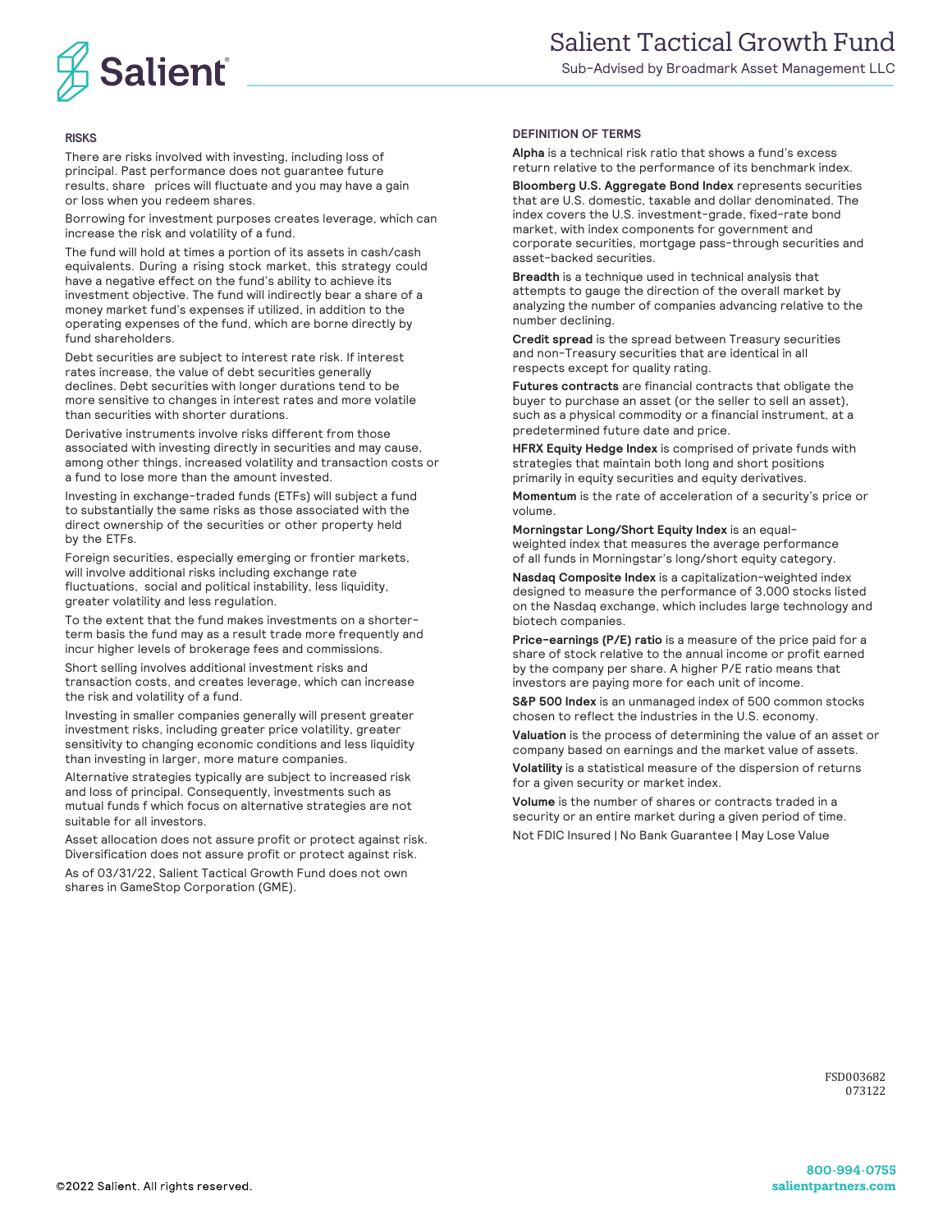## RISKS

There are risks involved with investing, including loss of principal. Past performance does not guarantee future results, share prices will fluctuate and you may have a gain or loss when you redeem shares.

Borrowing for investment purposes creates leverage, which can increase the risk and volatility of a fund.

The fund will hold at times a portion of its assets in cash/cash equivalents. During a rising stock market, this strategy could have a negative effect on the fund's ability to achieve its investment objective. The fund will indirectly bear a share of a money market fund's expenses if utilized, in addition to the operating expenses of the fund, which are borne directly by fund shareholders.

Debt securities are subject to interest rate risk. If interest rates increase, the value of debt securities generally declines. Debt securities with longer durations tend to be more sensitive to changes in interest rates and more volatile than securities with shorter durations.

Derivative instruments involve risks different from those associated with investing directly in securities and may cause, among other things, increased volatility and transaction costs or a fund to lose more than the amount invested.

Investing in exchange-traded funds (ETFs) will subject a fund to substantially the same risks as those associated with the direct ownership of the securities or other property held by the ETFs.

Foreign securities, especially emerging or frontier markets, will involve additional risks including exchange rate fluctuations, social and political instability, less liquidity, greater volatility and less regulation.

To the extent that the fund makes investments on a shorter-term basis the fund may as a result trade more frequently and incur higher levels of brokerage fees and commissions.

Short selling involves additional investment risks and transaction costs, and creates leverage, which can increase the risk and volatility of a fund.

Investing in smaller companies generally will present greater investment risks, including greater price volatility, greater sensitivity to changing economic conditions and less liquidity than investing in larger, more mature companies.

Alternative strategies typically are subject to increased risk and loss of principal. Consequently, investments such as mutual funds f which focus on alternative strategies are not suitable for all investors.

Asset allocation does not assure profit or protect against risk. Diversification does not assure profit or protect against risk.

As of 03/31/22, Salient Tactical Growth Fund does not own shares in GameStop Corporation (GME).

## DEFINITION OF TERMS

**Alpha** is a technical risk ratio that shows a fund's excess return relative to the performance of its benchmark index.

**Bloomberg U.S. Aggregate Bond Index** represents securities that are U.S. domestic, taxable and dollar denominated. The index covers the U.S. investment-grade, fixed-rate bond market, with index components for government and corporate securities, mortgage pass-through securities and asset-backed securities.

**Breadth** is a technique used in technical analysis that attempts to gauge the direction of the overall market by analyzing the number of companies advancing relative to the number declining.

**Credit spread** is the spread between Treasury securities and non-Treasury securities that are identical in all respects except for quality rating.

**Futures contracts** are financial contracts that obligate the buyer to purchase an asset (or the seller to sell an asset), such as a physical commodity or a financial instrument, at a predetermined future date and price.

**HFRX Equity Hedge Index** is comprised of private funds with strategies that maintain both long and short positions primarily in equity securities and equity derivatives.

**Momentum** is the rate of acceleration of a security's price or volume.

**Morningstar Long/Short Equity Index** is an equal-weighted index that measures the average performance of all funds in Morningstar's long/short equity category.

**Nasdaq Composite Index** is a capitalization-weighted index designed to measure the performance of 3,000 stocks listed on the Nasdaq exchange, which includes large technology and biotech companies.

**Price-earnings (P/E) ratio** is a measure of the price paid for a share of stock relative to the annual income or profit earned by the company per share. A higher P/E ratio means that investors are paying more for each unit of income.

**S&P 500 Index** is an unmanaged index of 500 common stocks chosen to reflect the industries in the U.S. economy.

**Valuation** is the process of determining the value of an asset or company based on earnings and the market value of assets.

**Volatility** is a statistical measure of the dispersion of returns for a given security or market index.

**Volume** is the number of shares or contracts traded in a security or an entire market during a given period of time.

Not FDIC Insured | No Bank Guarantee | May Lose Value

FSD003682
073122

©2022 Salient. All rights reserved.

800-994-0755
salientpartners.com